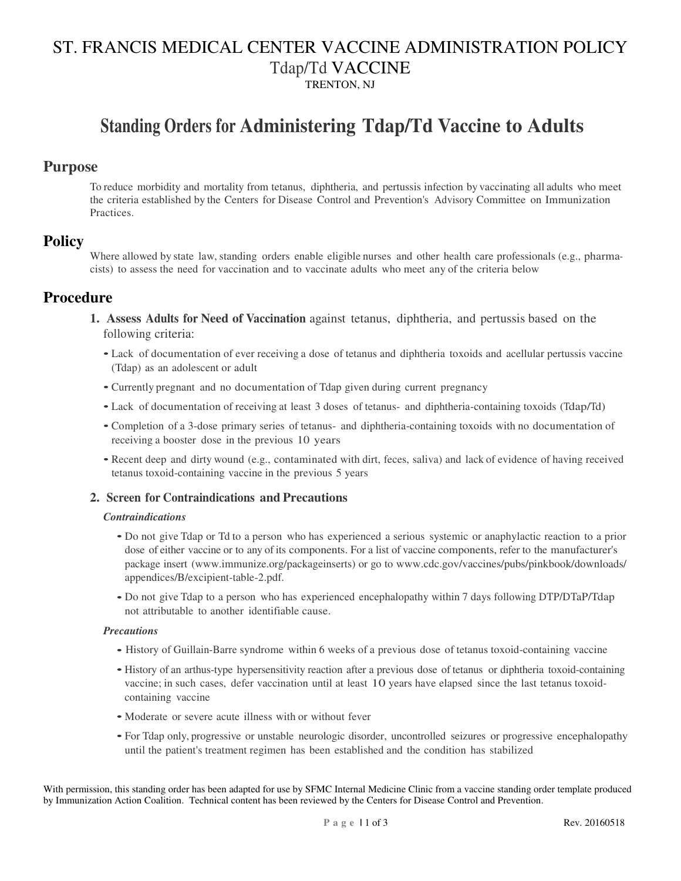# ST. FRANCIS MEDICAL CENTER VACCINE ADMINISTRATION POLICY
## Tdap/Td VACCINE
TRENTON, NJ

# Standing Orders for Administering Tdap/Td Vaccine to Adults

## Purpose

To reduce morbidity and mortality from tetanus, diphtheria, and pertussis infection by vaccinating all adults who meet the criteria established by the Centers for Disease Control and Prevention's Advisory Committee on Immunization Practices.

## Policy

Where allowed by state law, standing orders enable eligible nurses and other health care professionals (e.g., pharmacists) to assess the need for vaccination and to vaccinate adults who meet any of the criteria below

## Procedure

1. **Assess Adults for Need of Vaccination** against tetanus, diphtheria, and pertussis based on the following criteria:
   - Lack of documentation of ever receiving a dose of tetanus and diphtheria toxoids and acellular pertussis vaccine (Tdap) as an adolescent or adult
   - Currently pregnant and no documentation of Tdap given during current pregnancy
   - Lack of documentation of receiving at least 3 doses of tetanus- and diphtheria-containing toxoids (Tdap/Td)
   - Completion of a 3-dose primary series of tetanus- and diphtheria-containing toxoids with no documentation of receiving a booster dose in the previous 10 years
   - Recent deep and dirty wound (e.g., contaminated with dirt, feces, saliva) and lack of evidence of having received tetanus toxoid-containing vaccine in the previous 5 years

2. **Screen for Contraindications and Precautions**

   ***Contraindications***

   - Do not give Tdap or Td to a person who has experienced a serious systemic or anaphylactic reaction to a prior dose of either vaccine or to any of its components. For a list of vaccine components, refer to the manufacturer's package insert (www.immunize.org/packageinserts) or go to www.cdc.gov/vaccines/pubs/pinkbook/downloads/appendices/B/excipient-table-2.pdf.
   - Do not give Tdap to a person who has experienced encephalopathy within 7 days following DTP/DTaP/Tdap not attributable to another identifiable cause.

   ***Precautions***

   - History of Guillain-Barre syndrome within 6 weeks of a previous dose of tetanus toxoid-containing vaccine
   - History of an arthus-type hypersensitivity reaction after a previous dose of tetanus or diphtheria toxoid-containing vaccine; in such cases, defer vaccination until at least 10 years have elapsed since the last tetanus toxoid-containing vaccine
   - Moderate or severe acute illness with or without fever
   - For Tdap only, progressive or unstable neurologic disorder, uncontrolled seizures or progressive encephalopathy until the patient's treatment regimen has been established and the condition has stabilized

With permission, this standing order has been adapted for use by SFMC Internal Medicine Clinic from a vaccine standing order template produced by Immunization Action Coalition. Technical content has been reviewed by the Centers for Disease Control and Prevention.

Rev. 20160518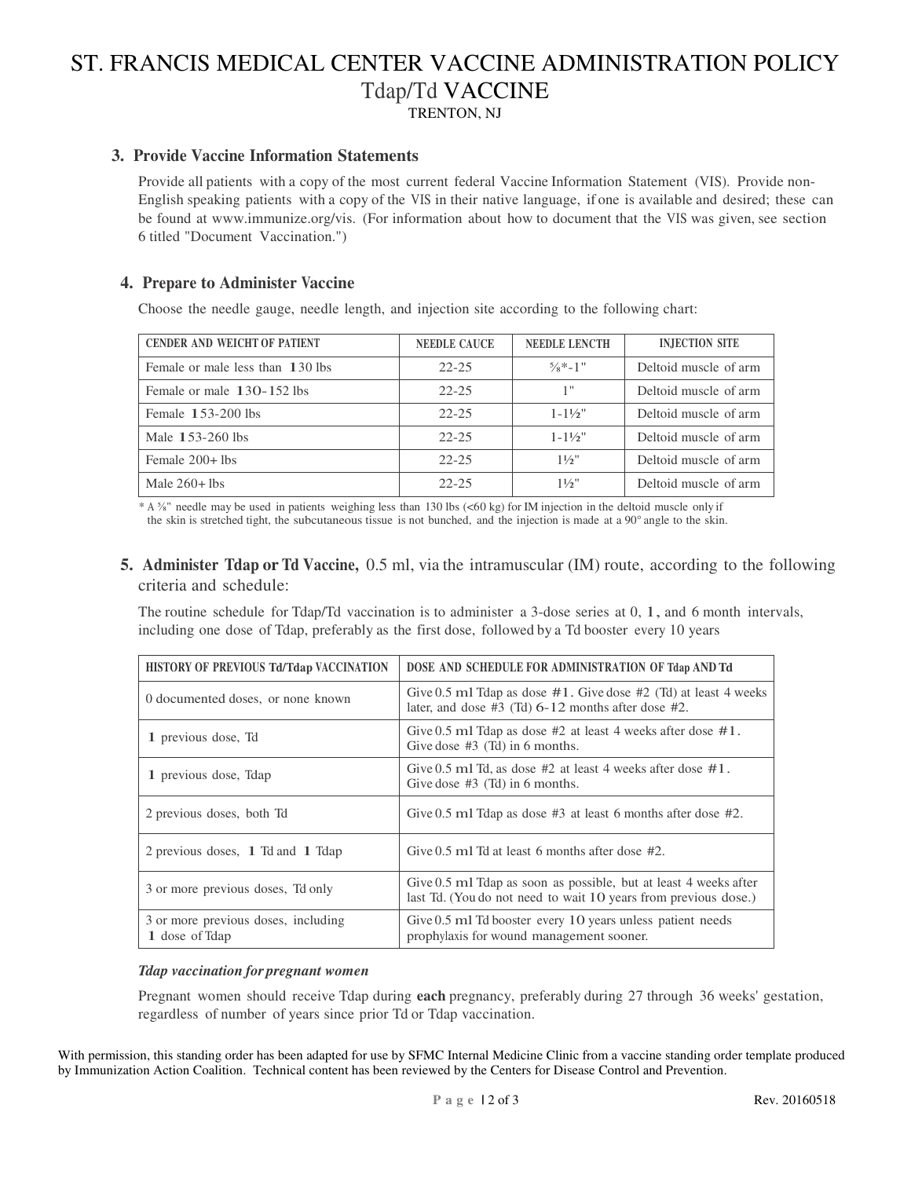# ST. FRANCIS MEDICAL CENTER VACCINE ADMINISTRATION POLICY
## Tdap/Td VACCINE
TRENTON, NJ

### 3. Provide Vaccine Information Statements

Provide all patients with a copy of the most current federal Vaccine Information Statement (VIS). Provide non-English speaking patients with a copy of the VIS in their native language, if one is available and desired; these can be found at www.immunize.org/vis. (For information about how to document that the VIS was given, see section 6 titled "Document Vaccination.")

### 4. Prepare to Administer Vaccine

Choose the needle gauge, needle length, and injection site according to the following chart:

| CENDER AND WEICHT OF PATIENT | NEEDLE CAUCE | NEEDLE LENCTH | INJECTION SITE |
|---|---|---|---|
| Female or male less than 130 lbs | 22-25 | ⅝*-1" | Deltoid muscle of arm |
| Female or male 130-152 lbs | 22-25 | 1" | Deltoid muscle of arm |
| Female 153-200 lbs | 22-25 | 1-1½" | Deltoid muscle of arm |
| Male 153-260 lbs | 22-25 | 1-1½" | Deltoid muscle of arm |
| Female 200+ lbs | 22-25 | 1½" | Deltoid muscle of arm |
| Male 260+ lbs | 22-25 | 1½" | Deltoid muscle of arm |

* A ⅝" needle may be used in patients weighing less than 130 lbs (<60 kg) for IM injection in the deltoid muscle only if the skin is stretched tight, the subcutaneous tissue is not bunched, and the injection is made at a 90° angle to the skin.

### 5. Administer Tdap or Td Vaccine, 0.5 ml, via the intramuscular (IM) route, according to the following criteria and schedule:

The routine schedule for Tdap/Td vaccination is to administer a 3-dose series at 0, 1, and 6 month intervals, including one dose of Tdap, preferably as the first dose, followed by a Td booster every 10 years

| HISTORY OF PREVIOUS Td/Tdap VACCINATION | DOSE AND SCHEDULE FOR ADMINISTRATION OF Tdap AND Td |
|---|---|
| 0 documented doses, or none known | Give 0.5 ml Tdap as dose #1. Give dose #2 (Td) at least 4 weeks later, and dose #3 (Td) 6-12 months after dose #2. |
| 1 previous dose, Td | Give 0.5 ml Tdap as dose #2 at least 4 weeks after dose #1. Give dose #3 (Td) in 6 months. |
| 1 previous dose, Tdap | Give 0.5 ml Td, as dose #2 at least 4 weeks after dose #1. Give dose #3 (Td) in 6 months. |
| 2 previous doses, both Td | Give 0.5 ml Tdap as dose #3 at least 6 months after dose #2. |
| 2 previous doses, 1 Td and 1 Tdap | Give 0.5 ml Td at least 6 months after dose #2. |
| 3 or more previous doses, Td only | Give 0.5 ml Tdap as soon as possible, but at least 4 weeks after last Td. (You do not need to wait 10 years from previous dose.) |
| 3 or more previous doses, including 1 dose of Tdap | Give 0.5 ml Td booster every 10 years unless patient needs prophylaxis for wound management sooner. |

***Tdap vaccination for pregnant women***

Pregnant women should receive Tdap during **each** pregnancy, preferably during 27 through 36 weeks' gestation, regardless of number of years since prior Td or Tdap vaccination.

With permission, this standing order has been adapted for use by SFMC Internal Medicine Clinic from a vaccine standing order template produced by Immunization Action Coalition. Technical content has been reviewed by the Centers for Disease Control and Prevention.

Rev. 20160518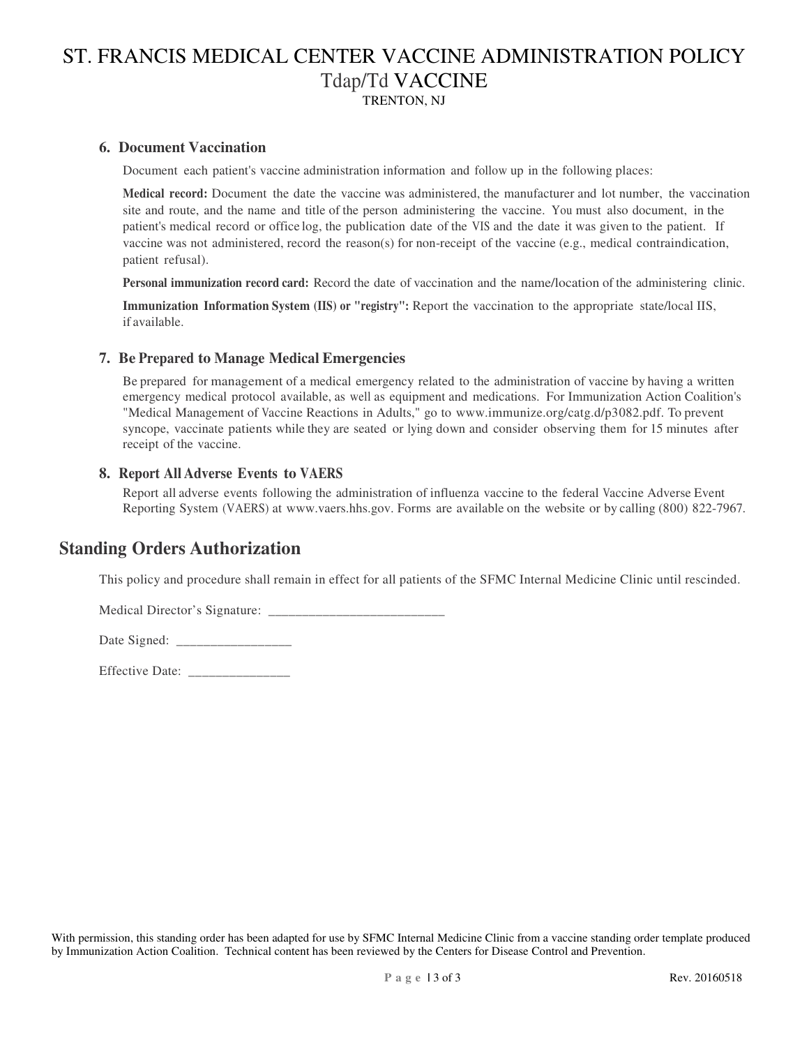### 6. Document Vaccination

Document each patient's vaccine administration information and follow up in the following places:

**Medical record:** Document the date the vaccine was administered, the manufacturer and lot number, the vaccination site and route, and the name and title of the person administering the vaccine. You must also document, in the patient's medical record or office log, the publication date of the VIS and the date it was given to the patient. If vaccine was not administered, record the reason(s) for non-receipt of the vaccine (e.g., medical contraindication, patient refusal).

**Personal immunization record card:** Record the date of vaccination and the name/location of the administering clinic.

**Immunization Information System (IIS) or "registry":** Report the vaccination to the appropriate state/local IIS, if available.

### 7. Be Prepared to Manage Medical Emergencies

Be prepared for management of a medical emergency related to the administration of vaccine by having a written emergency medical protocol available, as well as equipment and medications. For Immunization Action Coalition's "Medical Management of Vaccine Reactions in Adults," go to www.immunize.org/catg.d/p3082.pdf. To prevent syncope, vaccinate patients while they are seated or lying down and consider observing them for 15 minutes after receipt of the vaccine.

### 8. Report All Adverse Events to VAERS

Report all adverse events following the administration of influenza vaccine to the federal Vaccine Adverse Event Reporting System (VAERS) at www.vaers.hhs.gov. Forms are available on the website or by calling (800) 822-7967.

## Standing Orders Authorization

This policy and procedure shall remain in effect for all patients of the SFMC Internal Medicine Clinic until rescinded.

Medical Director's Signature: _________________________

Date Signed: ________________

Effective Date: ______________

With permission, this standing order has been adapted for use by SFMC Internal Medicine Clinic from a vaccine standing order template produced by Immunization Action Coalition. Technical content has been reviewed by the Centers for Disease Control and Prevention.